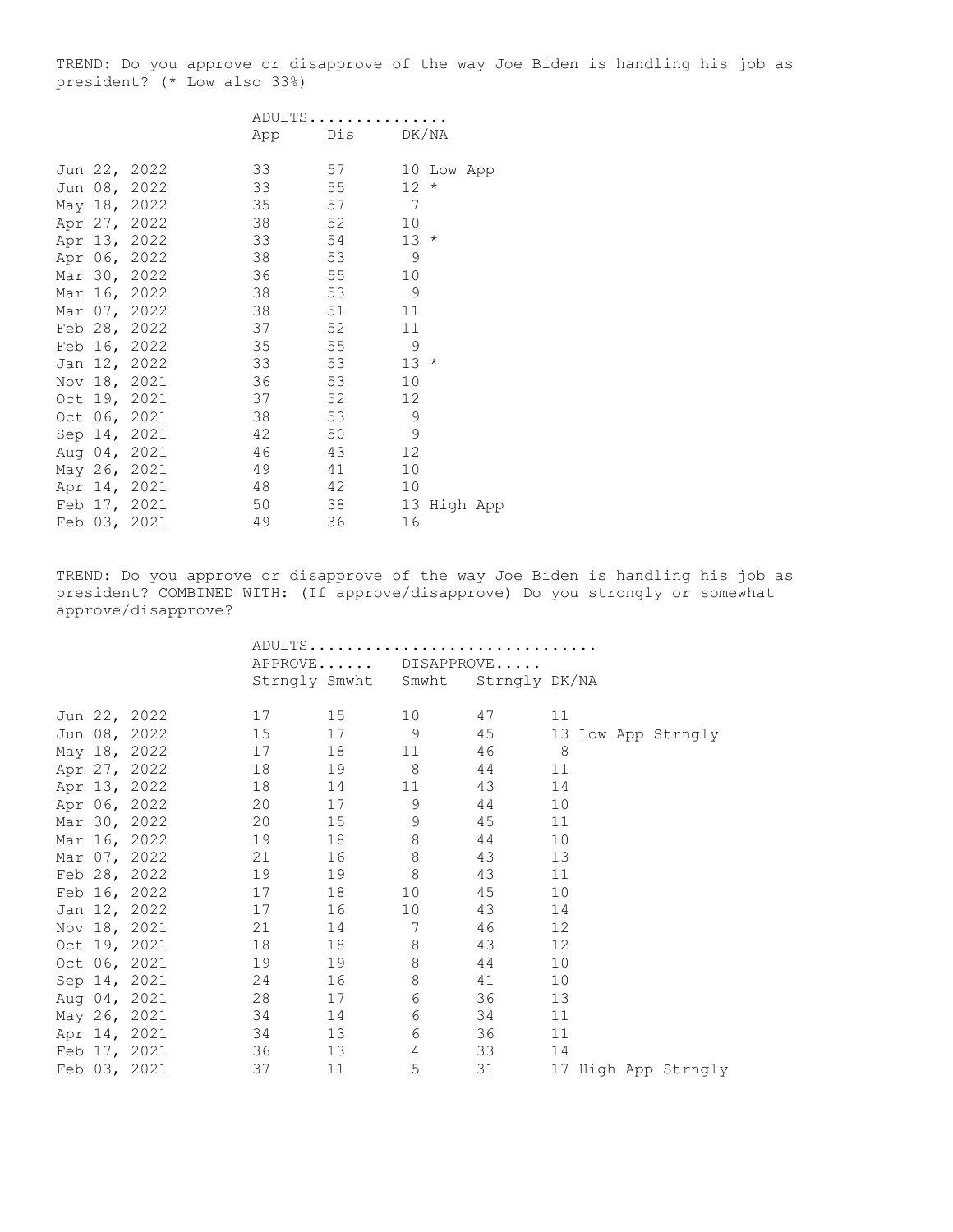TREND: Do you approve or disapprove of the way Joe Biden is handling his job as president? (* Low also 33%)

| | ADULTS............... | | | |
|---|---|---|---|---|
| | App | Dis | DK/NA | |
| Jun 22, 2022 | 33 | 57 | 10 | Low App |
| Jun 08, 2022 | 33 | 55 | 12 | * |
| May 18, 2022 | 35 | 57 | 7 | |
| Apr 27, 2022 | 38 | 52 | 10 | |
| Apr 13, 2022 | 33 | 54 | 13 | * |
| Apr 06, 2022 | 38 | 53 | 9 | |
| Mar 30, 2022 | 36 | 55 | 10 | |
| Mar 16, 2022 | 38 | 53 | 9 | |
| Mar 07, 2022 | 38 | 51 | 11 | |
| Feb 28, 2022 | 37 | 52 | 11 | |
| Feb 16, 2022 | 35 | 55 | 9 | |
| Jan 12, 2022 | 33 | 53 | 13 | * |
| Nov 18, 2021 | 36 | 53 | 10 | |
| Oct 19, 2021 | 37 | 52 | 12 | |
| Oct 06, 2021 | 38 | 53 | 9 | |
| Sep 14, 2021 | 42 | 50 | 9 | |
| Aug 04, 2021 | 46 | 43 | 12 | |
| May 26, 2021 | 49 | 41 | 10 | |
| Apr 14, 2021 | 48 | 42 | 10 | |
| Feb 17, 2021 | 50 | 38 | 13 | High App |
| Feb 03, 2021 | 49 | 36 | 16 | |

TREND: Do you approve or disapprove of the way Joe Biden is handling his job as president? COMBINED WITH: (If approve/disapprove) Do you strongly or somewhat approve/disapprove?

| | ADULTS.............................. | | | | | |
|---|---|---|---|---|---|---|
| | APPROVE...... | | DISAPPROVE..... | | | |
| | Strngly | Smwht | Smwht | Strngly | DK/NA | |
| Jun 22, 2022 | 17 | 15 | 10 | 47 | 11 | |
| Jun 08, 2022 | 15 | 17 | 9 | 45 | 13 | Low App Strngly |
| May 18, 2022 | 17 | 18 | 11 | 46 | 8 | |
| Apr 27, 2022 | 18 | 19 | 8 | 44 | 11 | |
| Apr 13, 2022 | 18 | 14 | 11 | 43 | 14 | |
| Apr 06, 2022 | 20 | 17 | 9 | 44 | 10 | |
| Mar 30, 2022 | 20 | 15 | 9 | 45 | 11 | |
| Mar 16, 2022 | 19 | 18 | 8 | 44 | 10 | |
| Mar 07, 2022 | 21 | 16 | 8 | 43 | 13 | |
| Feb 28, 2022 | 19 | 19 | 8 | 43 | 11 | |
| Feb 16, 2022 | 17 | 18 | 10 | 45 | 10 | |
| Jan 12, 2022 | 17 | 16 | 10 | 43 | 14 | |
| Nov 18, 2021 | 21 | 14 | 7 | 46 | 12 | |
| Oct 19, 2021 | 18 | 18 | 8 | 43 | 12 | |
| Oct 06, 2021 | 19 | 19 | 8 | 44 | 10 | |
| Sep 14, 2021 | 24 | 16 | 8 | 41 | 10 | |
| Aug 04, 2021 | 28 | 17 | 6 | 36 | 13 | |
| May 26, 2021 | 34 | 14 | 6 | 34 | 11 | |
| Apr 14, 2021 | 34 | 13 | 6 | 36 | 11 | |
| Feb 17, 2021 | 36 | 13 | 4 | 33 | 14 | |
| Feb 03, 2021 | 37 | 11 | 5 | 31 | 17 | High App Strngly |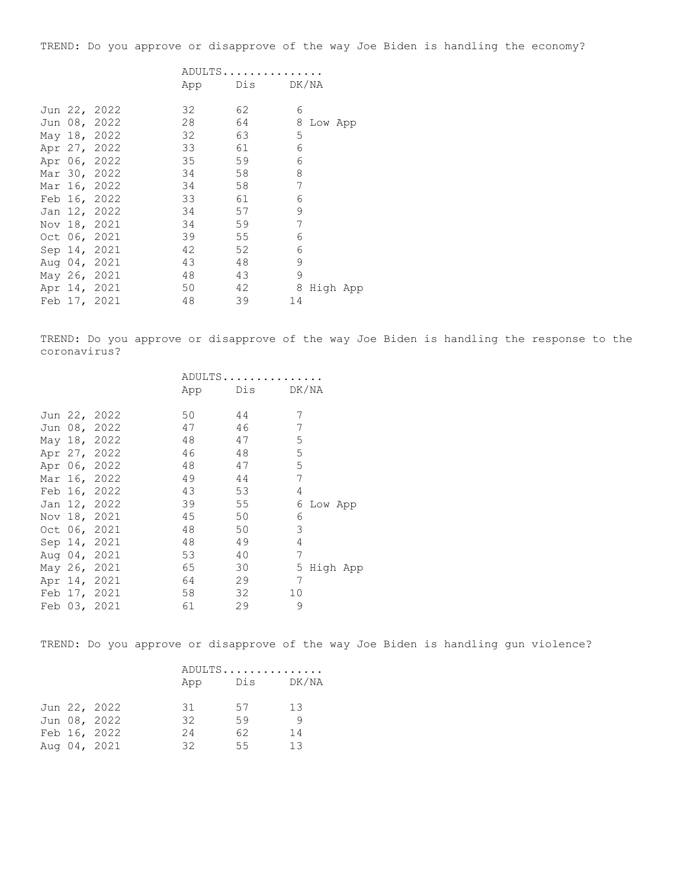TREND: Do you approve or disapprove of the way Joe Biden is handling the economy?

| | ADULTS............... | | | |
|---|---|---|---|---|
| | App | Dis | DK/NA | |
| Jun 22, 2022 | 32 | 62 | 6 | |
| Jun 08, 2022 | 28 | 64 | 8 | Low App |
| May 18, 2022 | 32 | 63 | 5 | |
| Apr 27, 2022 | 33 | 61 | 6 | |
| Apr 06, 2022 | 35 | 59 | 6 | |
| Mar 30, 2022 | 34 | 58 | 8 | |
| Mar 16, 2022 | 34 | 58 | 7 | |
| Feb 16, 2022 | 33 | 61 | 6 | |
| Jan 12, 2022 | 34 | 57 | 9 | |
| Nov 18, 2021 | 34 | 59 | 7 | |
| Oct 06, 2021 | 39 | 55 | 6 | |
| Sep 14, 2021 | 42 | 52 | 6 | |
| Aug 04, 2021 | 43 | 48 | 9 | |
| May 26, 2021 | 48 | 43 | 9 | |
| Apr 14, 2021 | 50 | 42 | 8 | High App |
| Feb 17, 2021 | 48 | 39 | 14 | |

TREND: Do you approve or disapprove of the way Joe Biden is handling the response to the coronavirus?

| | ADULTS............... | | | |
|---|---|---|---|---|
| | App | Dis | DK/NA | |
| Jun 22, 2022 | 50 | 44 | 7 | |
| Jun 08, 2022 | 47 | 46 | 7 | |
| May 18, 2022 | 48 | 47 | 5 | |
| Apr 27, 2022 | 46 | 48 | 5 | |
| Apr 06, 2022 | 48 | 47 | 5 | |
| Mar 16, 2022 | 49 | 44 | 7 | |
| Feb 16, 2022 | 43 | 53 | 4 | |
| Jan 12, 2022 | 39 | 55 | 6 | Low App |
| Nov 18, 2021 | 45 | 50 | 6 | |
| Oct 06, 2021 | 48 | 50 | 3 | |
| Sep 14, 2021 | 48 | 49 | 4 | |
| Aug 04, 2021 | 53 | 40 | 7 | |
| May 26, 2021 | 65 | 30 | 5 | High App |
| Apr 14, 2021 | 64 | 29 | 7 | |
| Feb 17, 2021 | 58 | 32 | 10 | |
| Feb 03, 2021 | 61 | 29 | 9 | |

TREND: Do you approve or disapprove of the way Joe Biden is handling gun violence?

| | ADULTS............... | | |
|---|---|---|---|
| | App | Dis | DK/NA |
| Jun 22, 2022 | 31 | 57 | 13 |
| Jun 08, 2022 | 32 | 59 | 9 |
| Feb 16, 2022 | 24 | 62 | 14 |
| Aug 04, 2021 | 32 | 55 | 13 |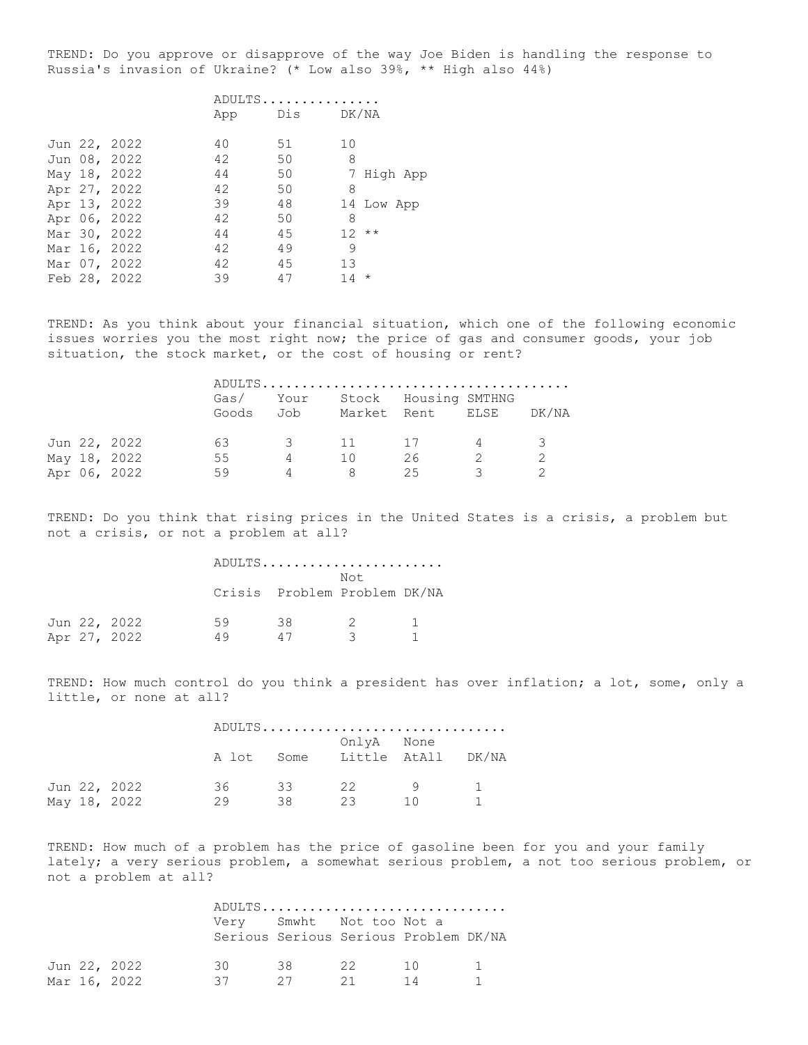TREND: Do you approve or disapprove of the way Joe Biden is handling the response to Russia's invasion of Ukraine? (* Low also 39%, ** High also 44%)

| | ADULTS | | | |
|---|---|---|---|---|
| | App | Dis | DK/NA | |
| Jun 22, 2022 | 40 | 51 | 10 | |
| Jun 08, 2022 | 42 | 50 | 8 | |
| May 18, 2022 | 44 | 50 | 7 | High App |
| Apr 27, 2022 | 42 | 50 | 8 | |
| Apr 13, 2022 | 39 | 48 | 14 | Low App |
| Apr 06, 2022 | 42 | 50 | 8 | |
| Mar 30, 2022 | 44 | 45 | 12 | ** |
| Mar 16, 2022 | 42 | 49 | 9 | |
| Mar 07, 2022 | 42 | 45 | 13 | |
| Feb 28, 2022 | 39 | 47 | 14 | * |

TREND: As you think about your financial situation, which one of the following economic issues worries you the most right now; the price of gas and consumer goods, your job situation, the stock market, or the cost of housing or rent?

| | ADULTS | | | | | |
|---|---|---|---|---|---|---|
| | Gas/ Goods | Your Job | Stock Market | Housing Rent | SMTHNG ELSE | DK/NA |
| Jun 22, 2022 | 63 | 3 | 11 | 17 | 4 | 3 |
| May 18, 2022 | 55 | 4 | 10 | 26 | 2 | 2 |
| Apr 06, 2022 | 59 | 4 | 8 | 25 | 3 | 2 |

TREND: Do you think that rising prices in the United States is a crisis, a problem but not a crisis, or not a problem at all?

| | ADULTS | | | |
|---|---|---|---|---|
| | Crisis | Problem | Not Problem | DK/NA |
| Jun 22, 2022 | 59 | 38 | 2 | 1 |
| Apr 27, 2022 | 49 | 47 | 3 | 1 |

TREND: How much control do you think a president has over inflation; a lot, some, only a little, or none at all?

| | ADULTS | | | | |
|---|---|---|---|---|---|
| | A lot | Some | OnlyA Little | None AtAll | DK/NA |
| Jun 22, 2022 | 36 | 33 | 22 | 9 | 1 |
| May 18, 2022 | 29 | 38 | 23 | 10 | 1 |

TREND: How much of a problem has the price of gasoline been for you and your family lately; a very serious problem, a somewhat serious problem, a not too serious problem, or not a problem at all?

| | ADULTS | | | | |
|---|---|---|---|---|---|
| | Very Serious | Smwht Serious | Not too Serious | Not a Problem | DK/NA |
| Jun 22, 2022 | 30 | 38 | 22 | 10 | 1 |
| Mar 16, 2022 | 37 | 27 | 21 | 14 | 1 |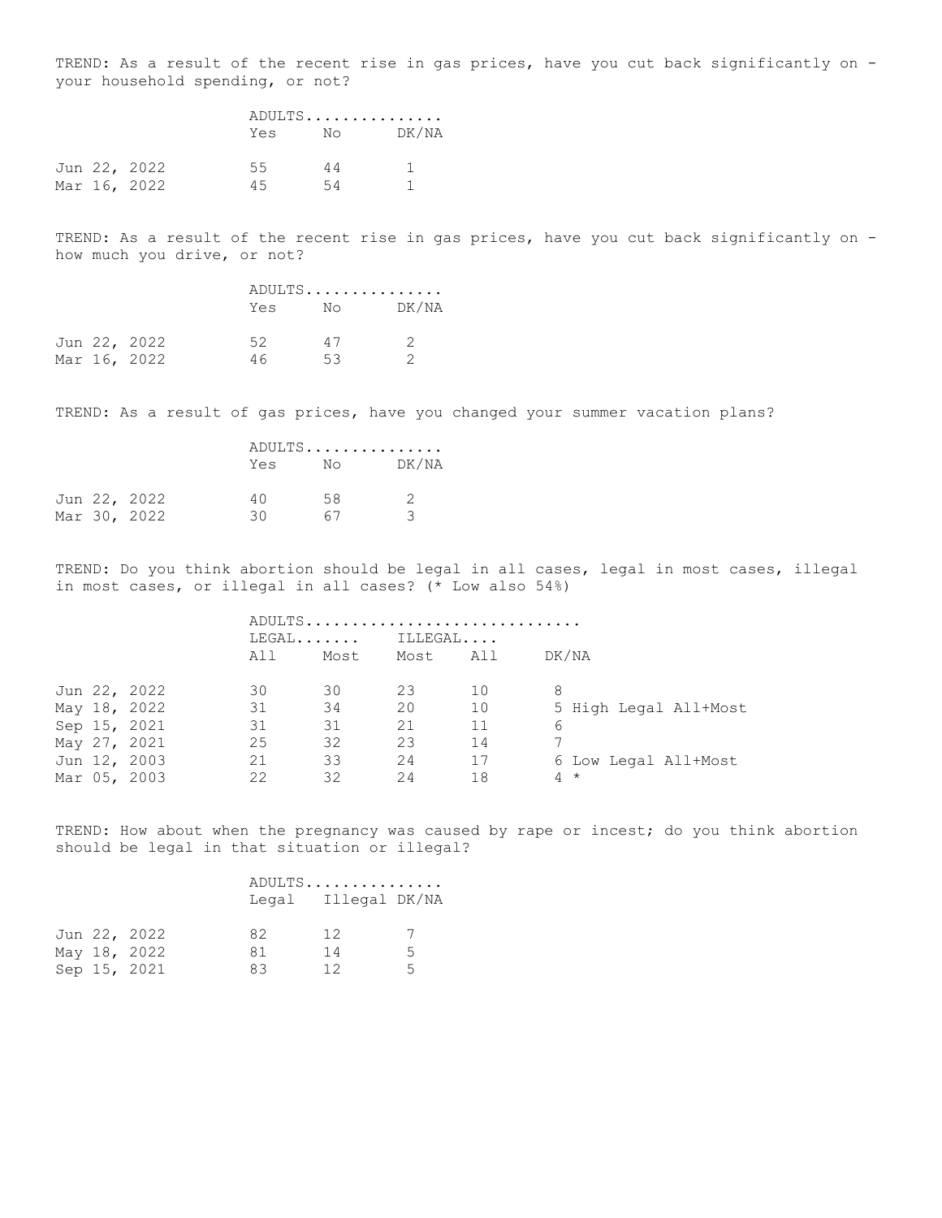TREND: As a result of the recent rise in gas prices, have you cut back significantly on - your household spending, or not?

| | ADULTS............... | | |
|---|---|---|---|
| | Yes | No | DK/NA |
| Jun 22, 2022 | 55 | 44 | 1 |
| Mar 16, 2022 | 45 | 54 | 1 |

TREND: As a result of the recent rise in gas prices, have you cut back significantly on - how much you drive, or not?

| | ADULTS............... | | |
|---|---|---|---|
| | Yes | No | DK/NA |
| Jun 22, 2022 | 52 | 47 | 2 |
| Mar 16, 2022 | 46 | 53 | 2 |

TREND: As a result of gas prices, have you changed your summer vacation plans?

| | ADULTS............... | | |
|---|---|---|---|
| | Yes | No | DK/NA |
| Jun 22, 2022 | 40 | 58 | 2 |
| Mar 30, 2022 | 30 | 67 | 3 |

TREND: Do you think abortion should be legal in all cases, legal in most cases, illegal in most cases, or illegal in all cases? (* Low also 54%)

| | ADULTS............................. | | | | |
|---|---|---|---|---|---|
| | LEGAL....... | | ILLEGAL.... | | |
| | All | Most | Most | All | DK/NA |
| Jun 22, 2022 | 30 | 30 | 23 | 10 | 8 |
| May 18, 2022 | 31 | 34 | 20 | 10 | 5 High Legal All+Most |
| Sep 15, 2021 | 31 | 31 | 21 | 11 | 6 |
| May 27, 2021 | 25 | 32 | 23 | 14 | 7 |
| Jun 12, 2003 | 21 | 33 | 24 | 17 | 6 Low Legal All+Most |
| Mar 05, 2003 | 22 | 32 | 24 | 18 | 4 * |

TREND: How about when the pregnancy was caused by rape or incest; do you think abortion should be legal in that situation or illegal?

| | ADULTS............... | | |
|---|---|---|---|
| | Legal | Illegal | DK/NA |
| Jun 22, 2022 | 82 | 12 | 7 |
| May 18, 2022 | 81 | 14 | 5 |
| Sep 15, 2021 | 83 | 12 | 5 |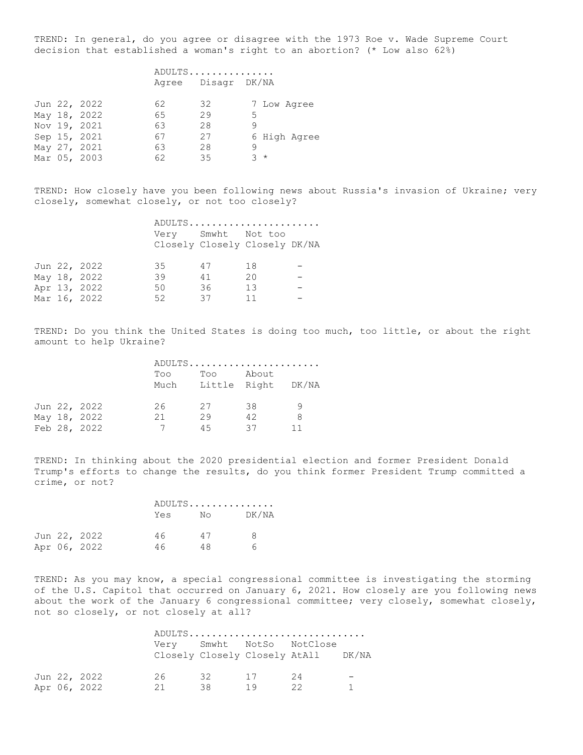TREND: In general, do you agree or disagree with the 1973 Roe v. Wade Supreme Court decision that established a woman's right to an abortion? (* Low also 62%)

| | ADULTS | | | |
|---|---|---|---|---|
| | Agree | Disagr | DK/NA | |
| Jun 22, 2022 | 62 | 32 | 7 | Low Agree |
| May 18, 2022 | 65 | 29 | 5 | |
| Nov 19, 2021 | 63 | 28 | 9 | |
| Sep 15, 2021 | 67 | 27 | 6 | High Agree |
| May 27, 2021 | 63 | 28 | 9 | |
| Mar 05, 2003 | 62 | 35 | 3 | * |

TREND: How closely have you been following news about Russia's invasion of Ukraine; very closely, somewhat closely, or not too closely?

| | ADULTS | | | |
|---|---|---|---|---|
| | Very Closely | Smwht Closely | Not too Closely | DK/NA |
| Jun 22, 2022 | 35 | 47 | 18 | - |
| May 18, 2022 | 39 | 41 | 20 | - |
| Apr 13, 2022 | 50 | 36 | 13 | - |
| Mar 16, 2022 | 52 | 37 | 11 | - |

TREND: Do you think the United States is doing too much, too little, or about the right amount to help Ukraine?

| | ADULTS | | | |
|---|---|---|---|---|
| | Too Much | Too Little | About Right | DK/NA |
| Jun 22, 2022 | 26 | 27 | 38 | 9 |
| May 18, 2022 | 21 | 29 | 42 | 8 |
| Feb 28, 2022 | 7 | 45 | 37 | 11 |

TREND: In thinking about the 2020 presidential election and former President Donald Trump's efforts to change the results, do you think former President Trump committed a crime, or not?

| | ADULTS | | |
|---|---|---|---|
| | Yes | No | DK/NA |
| Jun 22, 2022 | 46 | 47 | 8 |
| Apr 06, 2022 | 46 | 48 | 6 |

TREND: As you may know, a special congressional committee is investigating the storming of the U.S. Capitol that occurred on January 6, 2021. How closely are you following news about the work of the January 6 congressional committee; very closely, somewhat closely, not so closely, or not closely at all?

| | ADULTS | | | | |
|---|---|---|---|---|---|
| | Very Closely | Smwht Closely | NotSo Closely | NotClose AtAll | DK/NA |
| Jun 22, 2022 | 26 | 32 | 17 | 24 | - |
| Apr 06, 2022 | 21 | 38 | 19 | 22 | 1 |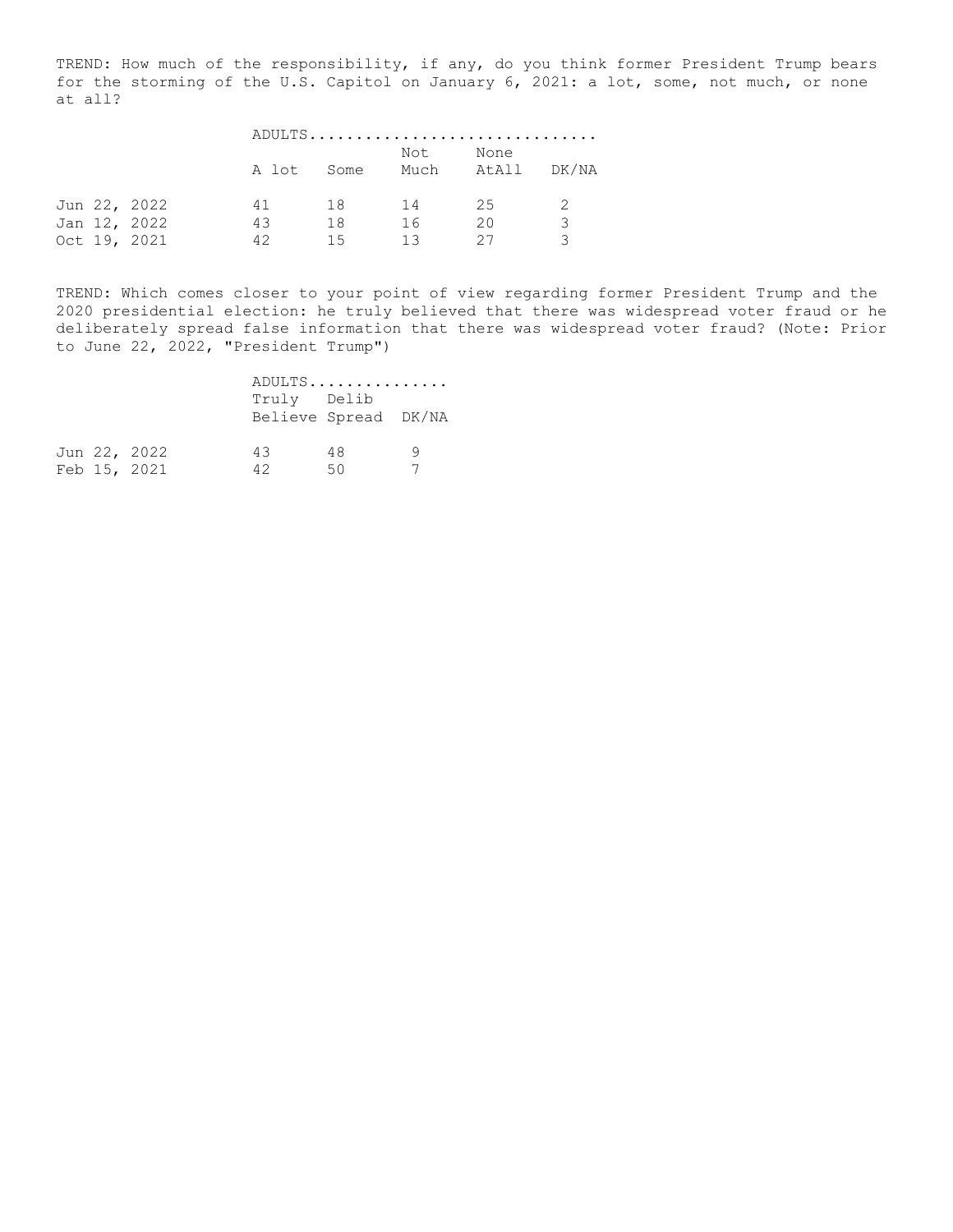TREND: How much of the responsibility, if any, do you think former President Trump bears for the storming of the U.S. Capitol on January 6, 2021: a lot, some, not much, or none at all?

| | ADULTS | | | | |
|---|---|---|---|---|---|
| | A lot | Some | Not Much | None AtAll | DK/NA |
| Jun 22, 2022 | 41 | 18 | 14 | 25 | 2 |
| Jan 12, 2022 | 43 | 18 | 16 | 20 | 3 |
| Oct 19, 2021 | 42 | 15 | 13 | 27 | 3 |

TREND: Which comes closer to your point of view regarding former President Trump and the 2020 presidential election: he truly believed that there was widespread voter fraud or he deliberately spread false information that there was widespread voter fraud? (Note: Prior to June 22, 2022, "President Trump")

| | ADULTS | | |
|---|---|---|---|
| | Truly Believe | Delib Spread | DK/NA |
| Jun 22, 2022 | 43 | 48 | 9 |
| Feb 15, 2021 | 42 | 50 | 7 |